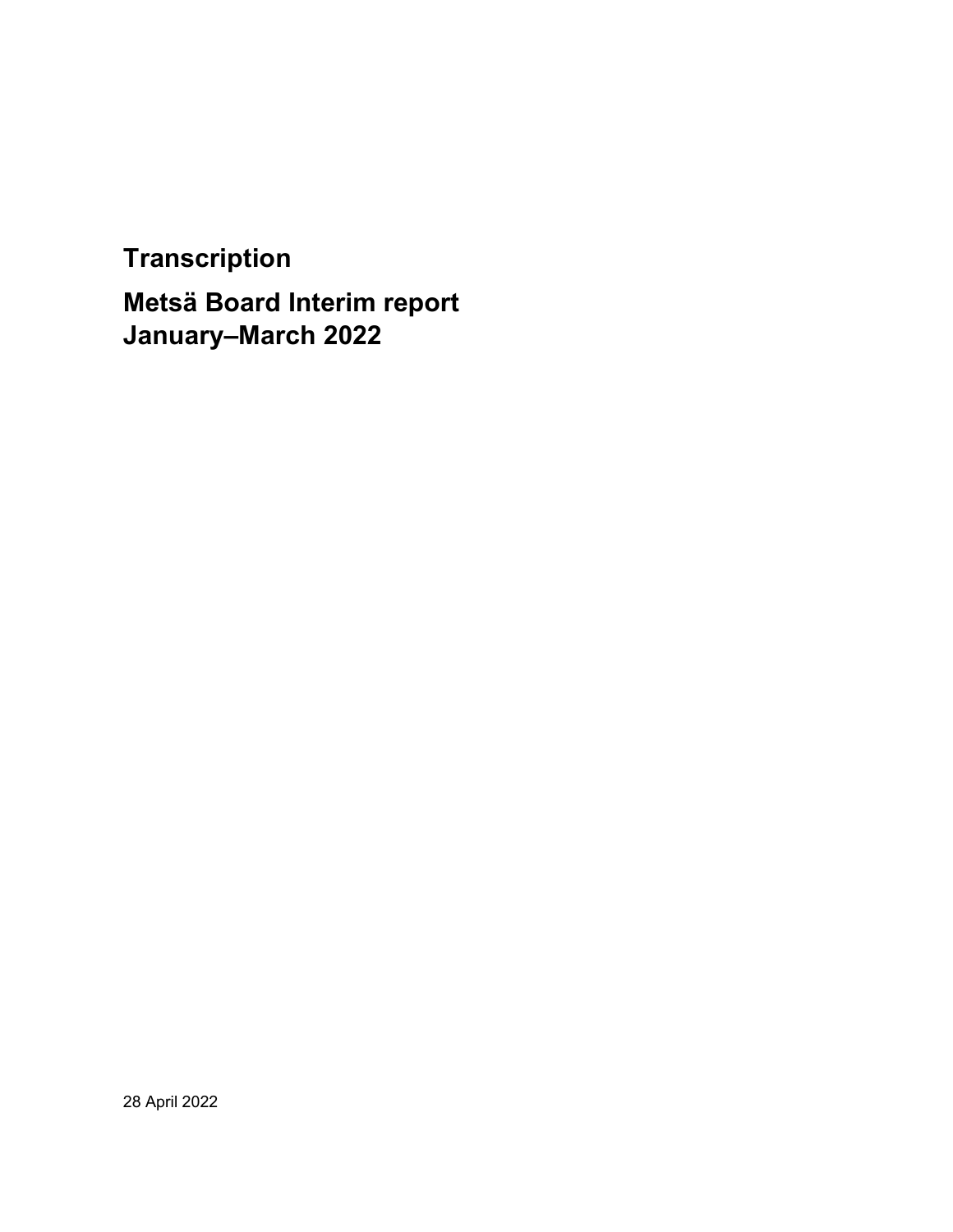# Transcription

# Metsä Board Interim report January–March 2022

28 April 2022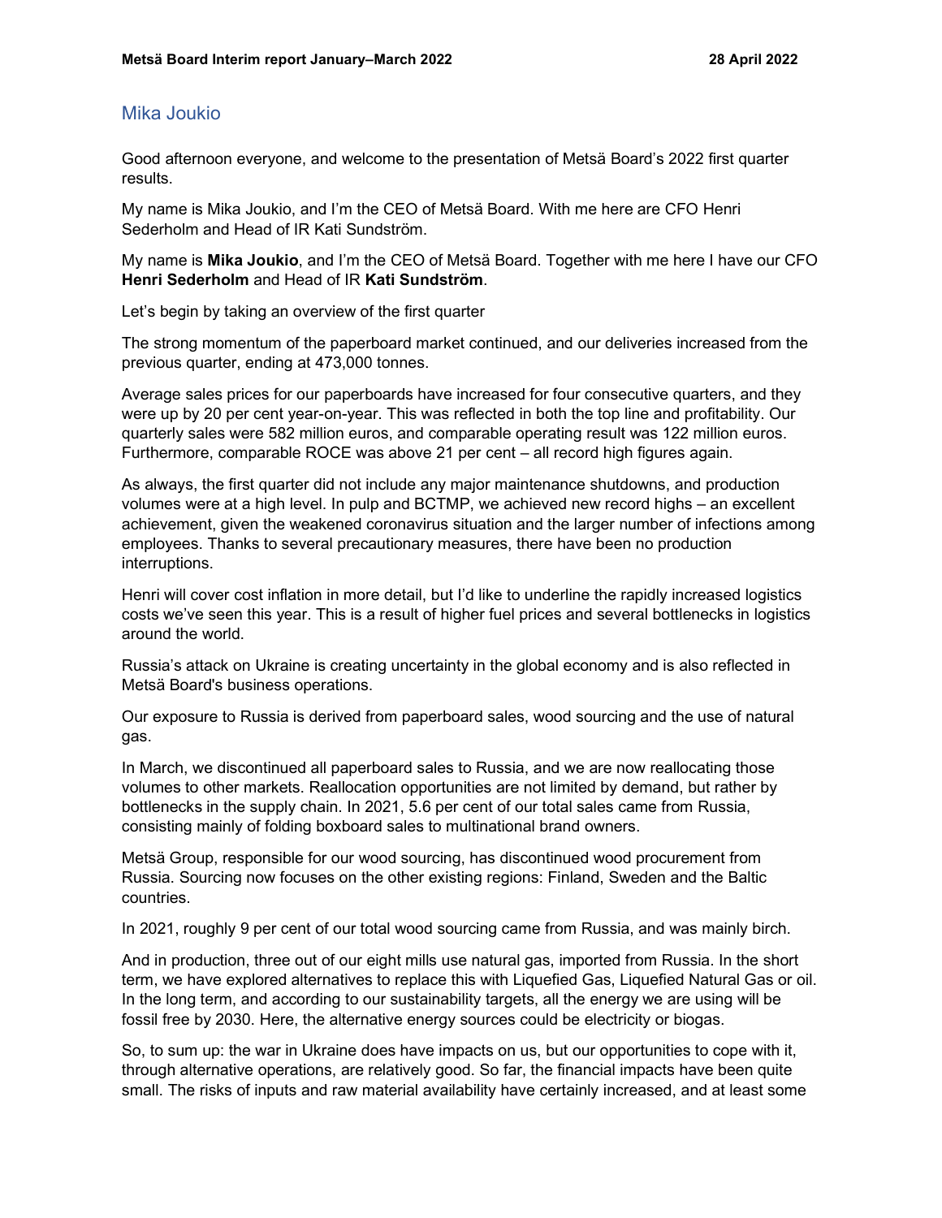## Mika Joukio

Good afternoon everyone, and welcome to the presentation of Metsä Board's 2022 first quarter results.

My name is Mika Joukio, and I'm the CEO of Metsä Board. With me here are CFO Henri Sederholm and Head of IR Kati Sundström.

My name is **Mika Joukio**, and I'm the CEO of Metsä Board. Together with me here I have our CFO **Henri Sederholm** and Head of IR **Kati Sundström**.

Let's begin by taking an overview of the first quarter

The strong momentum of the paperboard market continued, and our deliveries increased from the previous quarter, ending at 473,000 tonnes.

Average sales prices for our paperboards have increased for four consecutive quarters, and they were up by 20 per cent year-on-year. This was reflected in both the top line and profitability. Our quarterly sales were 582 million euros, and comparable operating result was 122 million euros. Furthermore, comparable ROCE was above 21 per cent – all record high figures again.

As always, the first quarter did not include any major maintenance shutdowns, and production volumes were at a high level. In pulp and BCTMP, we achieved new record highs – an excellent achievement, given the weakened coronavirus situation and the larger number of infections among employees. Thanks to several precautionary measures, there have been no production interruptions.

Henri will cover cost inflation in more detail, but I'd like to underline the rapidly increased logistics costs we've seen this year. This is a result of higher fuel prices and several bottlenecks in logistics around the world.

Russia's attack on Ukraine is creating uncertainty in the global economy and is also reflected in Metsä Board's business operations.

Our exposure to Russia is derived from paperboard sales, wood sourcing and the use of natural gas.

In March, we discontinued all paperboard sales to Russia, and we are now reallocating those volumes to other markets. Reallocation opportunities are not limited by demand, but rather by bottlenecks in the supply chain. In 2021, 5.6 per cent of our total sales came from Russia, consisting mainly of folding boxboard sales to multinational brand owners.

Metsä Group, responsible for our wood sourcing, has discontinued wood procurement from Russia. Sourcing now focuses on the other existing regions: Finland, Sweden and the Baltic countries.

In 2021, roughly 9 per cent of our total wood sourcing came from Russia, and was mainly birch.

And in production, three out of our eight mills use natural gas, imported from Russia. In the short term, we have explored alternatives to replace this with Liquefied Gas, Liquefied Natural Gas or oil. In the long term, and according to our sustainability targets, all the energy we are using will be fossil free by 2030. Here, the alternative energy sources could be electricity or biogas.

So, to sum up: the war in Ukraine does have impacts on us, but our opportunities to cope with it, through alternative operations, are relatively good. So far, the financial impacts have been quite small. The risks of inputs and raw material availability have certainly increased, and at least some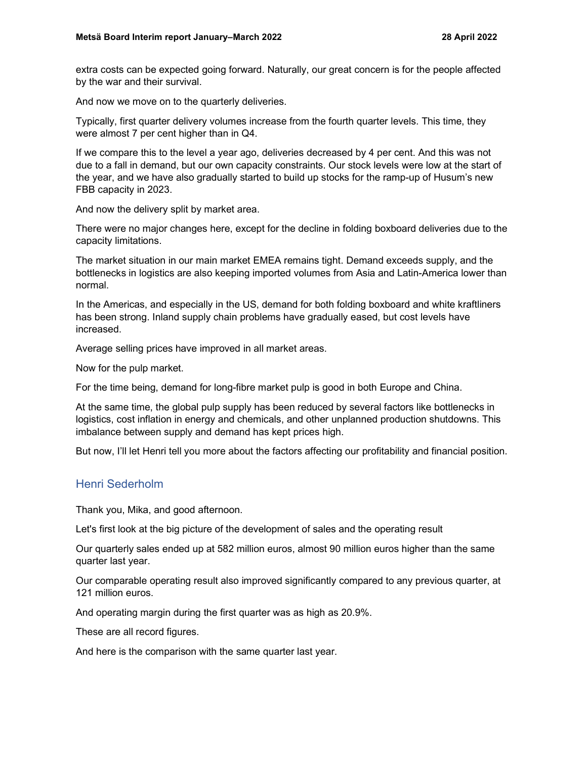extra costs can be expected going forward. Naturally, our great concern is for the people affected by the war and their survival.

And now we move on to the quarterly deliveries.

Typically, first quarter delivery volumes increase from the fourth quarter levels. This time, they were almost 7 per cent higher than in Q4.

If we compare this to the level a year ago, deliveries decreased by 4 per cent. And this was not due to a fall in demand, but our own capacity constraints. Our stock levels were low at the start of the year, and we have also gradually started to build up stocks for the ramp-up of Husum's new FBB capacity in 2023.

And now the delivery split by market area.

There were no major changes here, except for the decline in folding boxboard deliveries due to the capacity limitations.

The market situation in our main market EMEA remains tight. Demand exceeds supply, and the bottlenecks in logistics are also keeping imported volumes from Asia and Latin-America lower than normal.

In the Americas, and especially in the US, demand for both folding boxboard and white kraftliners has been strong. Inland supply chain problems have gradually eased, but cost levels have increased.

Average selling prices have improved in all market areas.

Now for the pulp market.

For the time being, demand for long-fibre market pulp is good in both Europe and China.

At the same time, the global pulp supply has been reduced by several factors like bottlenecks in logistics, cost inflation in energy and chemicals, and other unplanned production shutdowns. This imbalance between supply and demand has kept prices high.

But now, I'll let Henri tell you more about the factors affecting our profitability and financial position.

## Henri Sederholm

Thank you, Mika, and good afternoon.

Let's first look at the big picture of the development of sales and the operating result

Our quarterly sales ended up at 582 million euros, almost 90 million euros higher than the same quarter last year.

Our comparable operating result also improved significantly compared to any previous quarter, at 121 million euros.

And operating margin during the first quarter was as high as 20.9%.

These are all record figures.

And here is the comparison with the same quarter last year.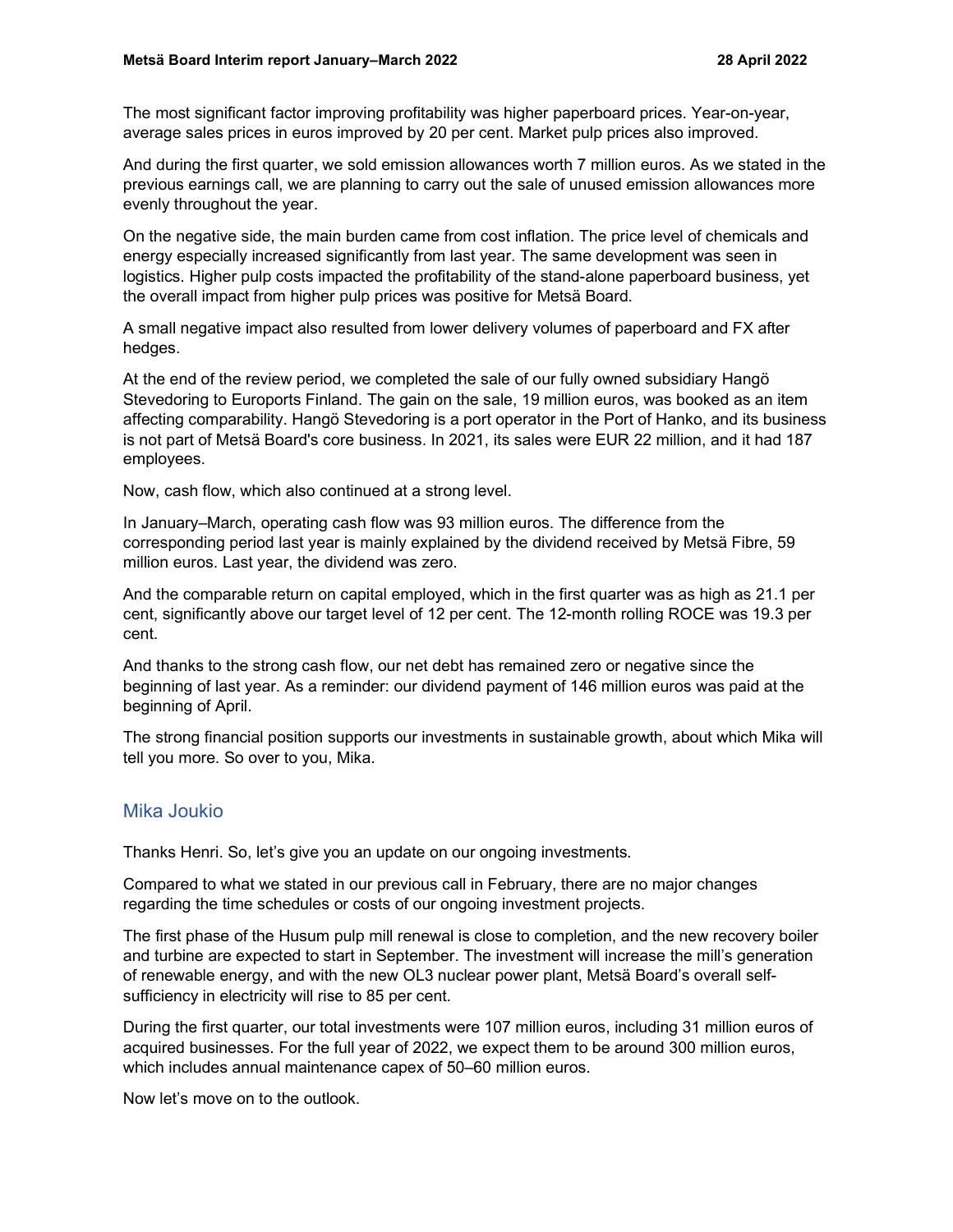The most significant factor improving profitability was higher paperboard prices. Year-on-year, average sales prices in euros improved by 20 per cent. Market pulp prices also improved.

And during the first quarter, we sold emission allowances worth 7 million euros. As we stated in the previous earnings call, we are planning to carry out the sale of unused emission allowances more evenly throughout the year.

On the negative side, the main burden came from cost inflation. The price level of chemicals and energy especially increased significantly from last year. The same development was seen in logistics. Higher pulp costs impacted the profitability of the stand-alone paperboard business, yet the overall impact from higher pulp prices was positive for Metsä Board.

A small negative impact also resulted from lower delivery volumes of paperboard and FX after hedges.

At the end of the review period, we completed the sale of our fully owned subsidiary Hangö Stevedoring to Euroports Finland. The gain on the sale, 19 million euros, was booked as an item affecting comparability. Hangö Stevedoring is a port operator in the Port of Hanko, and its business is not part of Metsä Board's core business. In 2021, its sales were EUR 22 million, and it had 187 employees.

Now, cash flow, which also continued at a strong level.

In January–March, operating cash flow was 93 million euros. The difference from the corresponding period last year is mainly explained by the dividend received by Metsä Fibre, 59 million euros. Last year, the dividend was zero.

And the comparable return on capital employed, which in the first quarter was as high as 21.1 per cent, significantly above our target level of 12 per cent. The 12-month rolling ROCE was 19.3 per cent.

And thanks to the strong cash flow, our net debt has remained zero or negative since the beginning of last year. As a reminder: our dividend payment of 146 million euros was paid at the beginning of April.

The strong financial position supports our investments in sustainable growth, about which Mika will tell you more. So over to you, Mika.

## Mika Joukio

Thanks Henri. So, let's give you an update on our ongoing investments.

Compared to what we stated in our previous call in February, there are no major changes regarding the time schedules or costs of our ongoing investment projects.

The first phase of the Husum pulp mill renewal is close to completion, and the new recovery boiler and turbine are expected to start in September. The investment will increase the mill's generation of renewable energy, and with the new OL3 nuclear power plant, Metsä Board's overall self-sufficiency in electricity will rise to 85 per cent.

During the first quarter, our total investments were 107 million euros, including 31 million euros of acquired businesses. For the full year of 2022, we expect them to be around 300 million euros, which includes annual maintenance capex of 50–60 million euros.

Now let's move on to the outlook.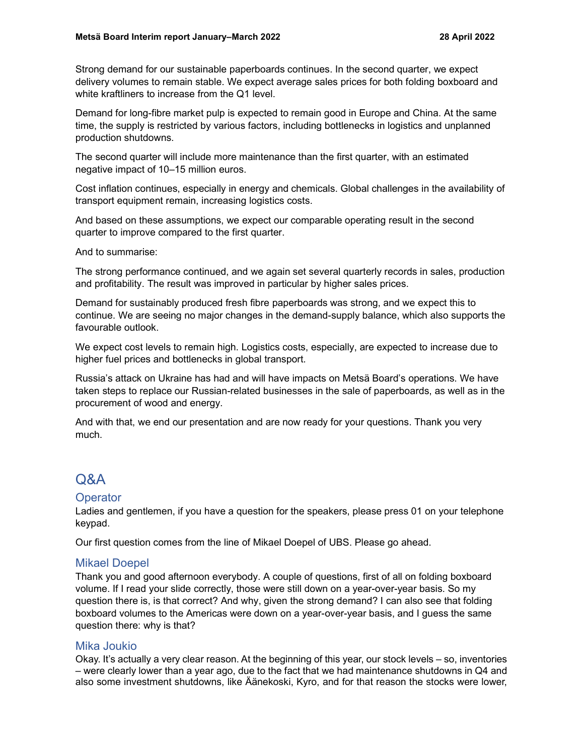Strong demand for our sustainable paperboards continues. In the second quarter, we expect delivery volumes to remain stable. We expect average sales prices for both folding boxboard and white kraftliners to increase from the Q1 level.

Demand for long-fibre market pulp is expected to remain good in Europe and China. At the same time, the supply is restricted by various factors, including bottlenecks in logistics and unplanned production shutdowns.

The second quarter will include more maintenance than the first quarter, with an estimated negative impact of 10–15 million euros.

Cost inflation continues, especially in energy and chemicals. Global challenges in the availability of transport equipment remain, increasing logistics costs.

And based on these assumptions, we expect our comparable operating result in the second quarter to improve compared to the first quarter.

And to summarise:

The strong performance continued, and we again set several quarterly records in sales, production and profitability. The result was improved in particular by higher sales prices.

Demand for sustainably produced fresh fibre paperboards was strong, and we expect this to continue. We are seeing no major changes in the demand-supply balance, which also supports the favourable outlook.

We expect cost levels to remain high. Logistics costs, especially, are expected to increase due to higher fuel prices and bottlenecks in global transport.

Russia's attack on Ukraine has had and will have impacts on Metsä Board's operations. We have taken steps to replace our Russian-related businesses in the sale of paperboards, as well as in the procurement of wood and energy.

And with that, we end our presentation and are now ready for your questions. Thank you very much.

# Q&A

## Operator

Ladies and gentlemen, if you have a question for the speakers, please press 01 on your telephone keypad.

Our first question comes from the line of Mikael Doepel of UBS. Please go ahead.

## Mikael Doepel

Thank you and good afternoon everybody. A couple of questions, first of all on folding boxboard volume. If I read your slide correctly, those were still down on a year-over-year basis. So my question there is, is that correct? And why, given the strong demand? I can also see that folding boxboard volumes to the Americas were down on a year-over-year basis, and I guess the same question there: why is that?

## Mika Joukio

Okay. It's actually a very clear reason. At the beginning of this year, our stock levels – so, inventories – were clearly lower than a year ago, due to the fact that we had maintenance shutdowns in Q4 and also some investment shutdowns, like Äänekoski, Kyro, and for that reason the stocks were lower,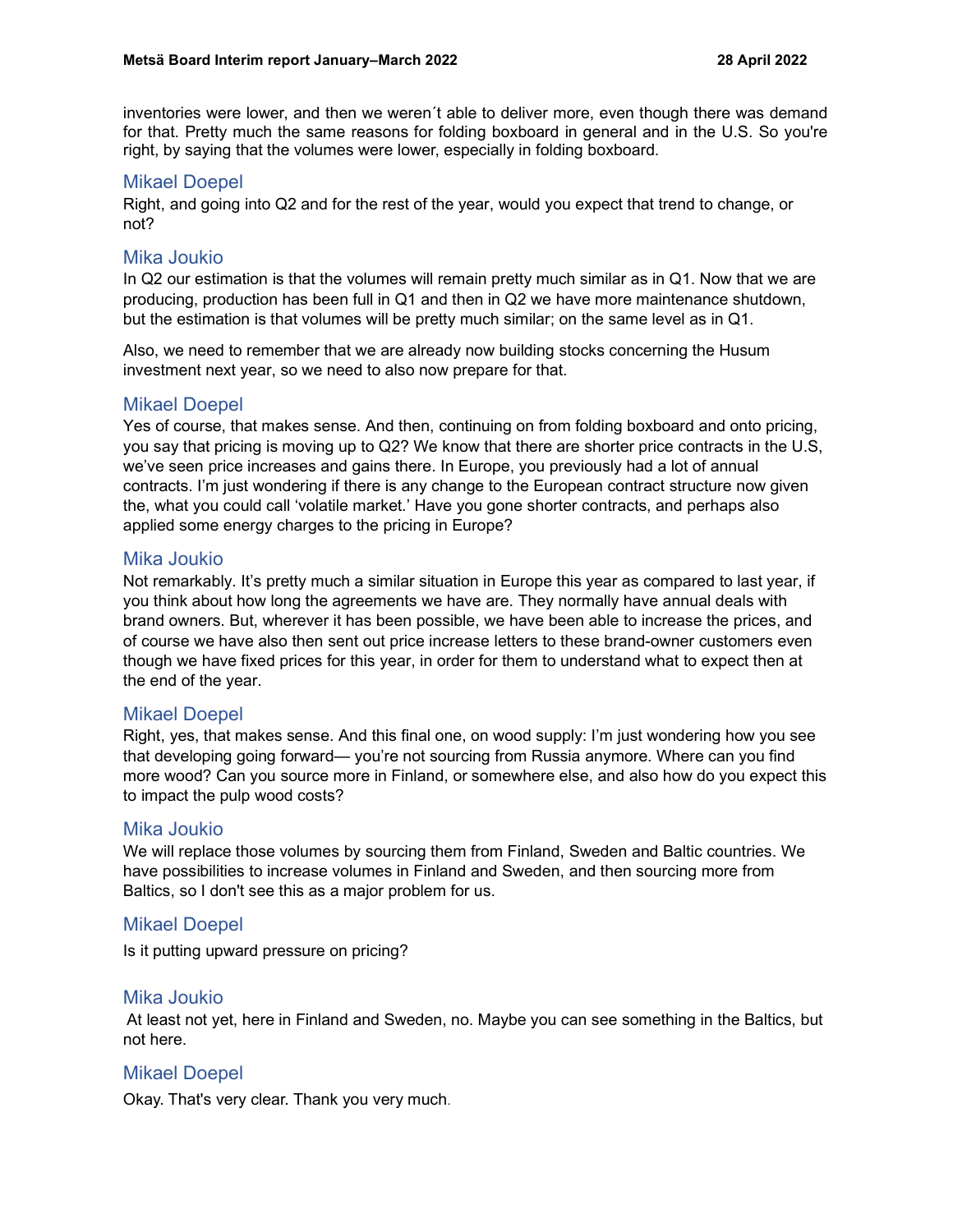inventories were lower, and then we weren´t able to deliver more, even though there was demand for that. Pretty much the same reasons for folding boxboard in general and in the U.S. So you're right, by saying that the volumes were lower, especially in folding boxboard.

### Mikael Doepel

Right, and going into Q2 and for the rest of the year, would you expect that trend to change, or not?

### Mika Joukio

In Q2 our estimation is that the volumes will remain pretty much similar as in Q1. Now that we are producing, production has been full in Q1 and then in Q2 we have more maintenance shutdown, but the estimation is that volumes will be pretty much similar; on the same level as in Q1.

Also, we need to remember that we are already now building stocks concerning the Husum investment next year, so we need to also now prepare for that.

### Mikael Doepel

Yes of course, that makes sense. And then, continuing on from folding boxboard and onto pricing, you say that pricing is moving up to Q2? We know that there are shorter price contracts in the U.S, we've seen price increases and gains there. In Europe, you previously had a lot of annual contracts. I'm just wondering if there is any change to the European contract structure now given the, what you could call 'volatile market.' Have you gone shorter contracts, and perhaps also applied some energy charges to the pricing in Europe?

### Mika Joukio

Not remarkably. It's pretty much a similar situation in Europe this year as compared to last year, if you think about how long the agreements we have are. They normally have annual deals with brand owners. But, wherever it has been possible, we have been able to increase the prices, and of course we have also then sent out price increase letters to these brand-owner customers even though we have fixed prices for this year, in order for them to understand what to expect then at the end of the year.

### Mikael Doepel

Right, yes, that makes sense. And this final one, on wood supply: I'm just wondering how you see that developing going forward— you're not sourcing from Russia anymore. Where can you find more wood? Can you source more in Finland, or somewhere else, and also how do you expect this to impact the pulp wood costs?

### Mika Joukio

We will replace those volumes by sourcing them from Finland, Sweden and Baltic countries. We have possibilities to increase volumes in Finland and Sweden, and then sourcing more from Baltics, so I don't see this as a major problem for us.

### Mikael Doepel

Is it putting upward pressure on pricing?

### Mika Joukio

At least not yet, here in Finland and Sweden, no. Maybe you can see something in the Baltics, but not here.

### Mikael Doepel

Okay. That's very clear. Thank you very much.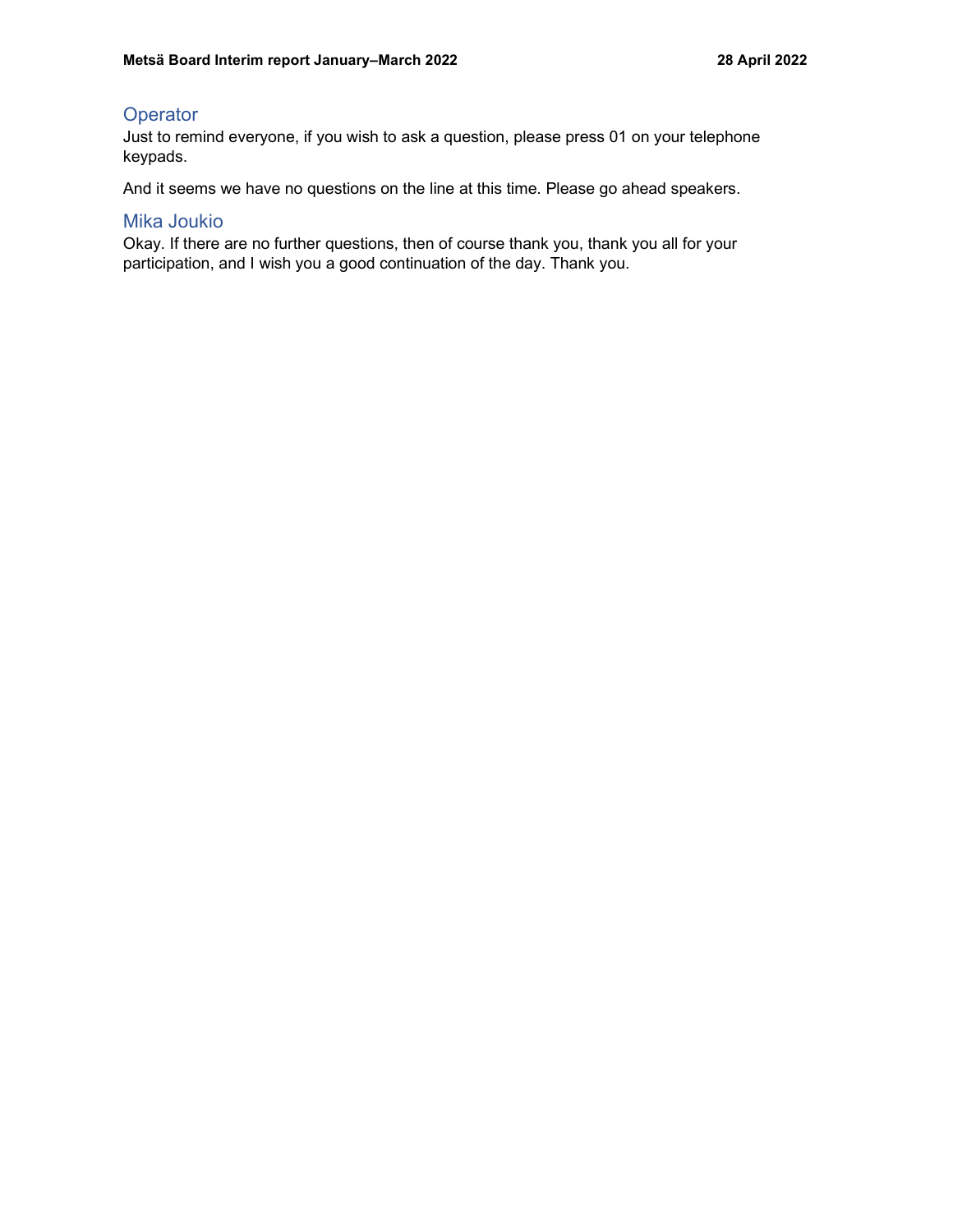## Operator

Just to remind everyone, if you wish to ask a question, please press 01 on your telephone keypads.

And it seems we have no questions on the line at this time. Please go ahead speakers.

## Mika Joukio

Okay. If there are no further questions, then of course thank you, thank you all for your participation, and I wish you a good continuation of the day. Thank you.